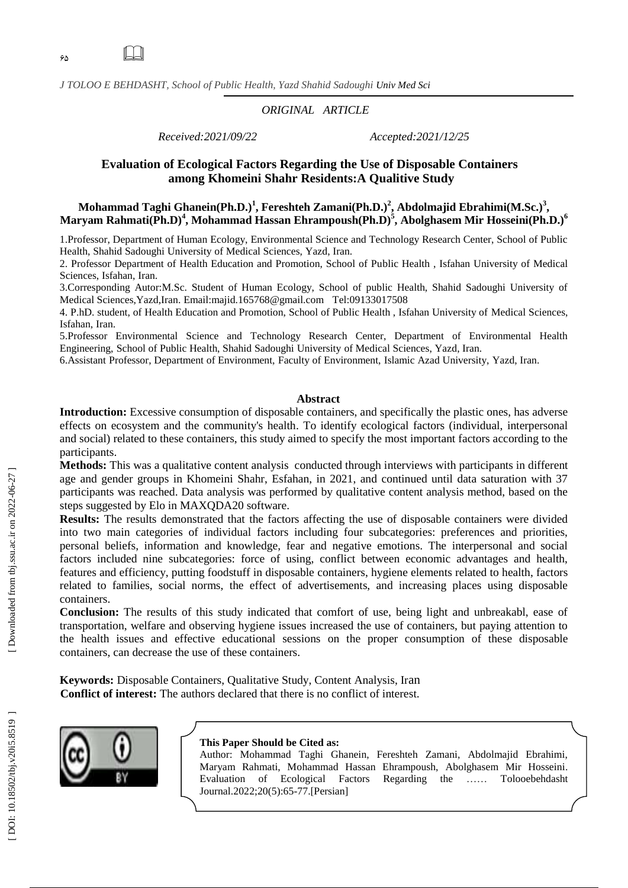*ORIGINAL ARTICLE*

*Received:2021/09/22* *Accepted:2021/12/25*

# Evaluation of Ecological Factors Regarding the Use of Disposable Containers among Khomeini Shahr Residents:A Qualitive Study

**Mohammad Taghi Ghanein(Ph.D.)[1], Fereshteh Zamani(Ph.D.)[2], Abdolmajid Ebrahimi(M.Sc.)[3], Maryam Rahmati(Ph.D)[4], Mohammad Hassan Ehrampoush(Ph.D)[5], Abolghasem Mir Hosseini(Ph.D.)[6]**

1.Professor, Department of Human Ecology, Environmental Science and Technology Research Center, School of Public Health, Shahid Sadoughi University of Medical Sciences, Yazd, Iran.

2. Professor Department of Health Education and Promotion, School of Public Health , Isfahan University of Medical Sciences, Isfahan, Iran.

3.Corresponding Autor:M.Sc. Student of Human Ecology, School of public Health, Shahid Sadoughi University of Medical Sciences,Yazd,Iran. Email:majid.165768@gmail.com Tel:09133017508

4. P.hD. student, of Health Education and Promotion, School of Public Health , Isfahan University of Medical Sciences, Isfahan, Iran.

5.Professor Environmental Science and Technology Research Center, Department of Environmental Health Engineering, School of Public Health, Shahid Sadoughi University of Medical Sciences, Yazd, Iran.

6.Assistant Professor, Department of Environment, Faculty of Environment, Islamic Azad University, Yazd, Iran.

## Abstract

**Introduction:** Excessive consumption of disposable containers, and specifically the plastic ones, has adverse effects on ecosystem and the community's health. To identify ecological factors (individual, interpersonal and social) related to these containers, this study aimed to specify the most important factors according to the participants.

**Methods:** This was a qualitative content analysis conducted through interviews with participants in different age and gender groups in Khomeini Shahr, Esfahan, in 2021, and continued until data saturation with 37 participants was reached. Data analysis was performed by qualitative content analysis method, based on the steps suggested by Elo in MAXQDA20 software.

**Results:** The results demonstrated that the factors affecting the use of disposable containers were divided into two main categories of individual factors including four subcategories: preferences and priorities, personal beliefs, information and knowledge, fear and negative emotions. The interpersonal and social factors included nine subcategories: force of using, conflict between economic advantages and health, features and efficiency, putting foodstuff in disposable containers, hygiene elements related to health, factors related to families, social norms, the effect of advertisements, and increasing places using disposable containers.

**Conclusion:** The results of this study indicated that comfort of use, being light and unbreakabl, ease of transportation, welfare and observing hygiene issues increased the use of containers, but paying attention to the health issues and effective educational sessions on the proper consumption of these disposable containers, can decrease the use of these containers.

**Keywords:** Disposable Containers, Qualitative Study, Content Analysis, Iran

**Conflict of interest:** The authors declared that there is no conflict of interest.

**This Paper Should be Cited as:**
Author: Mohammad Taghi Ghanein, Fereshteh Zamani, Abdolmajid Ebrahimi, Maryam Rahmati, Mohammad Hassan Ehrampoush, Abolghasem Mir Hosseini. Evaluation of Ecological Factors Regarding the …… Tolooebehdasht Journal.2022;20(5):65-77.[Persian]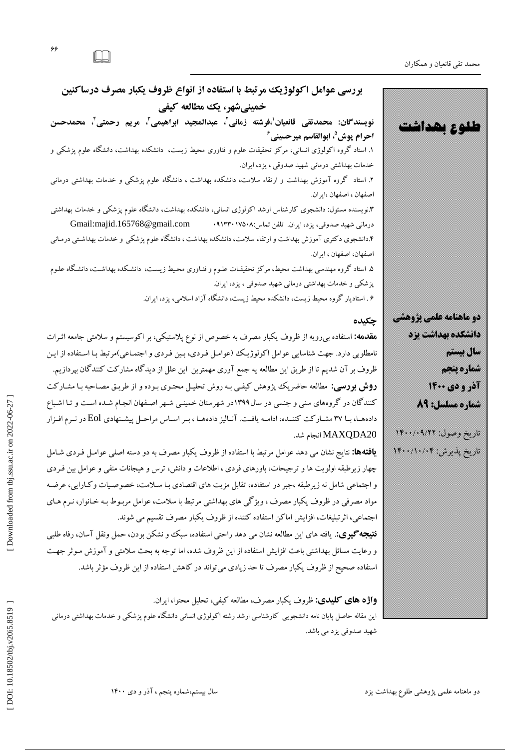# بررسی عوامل اکولوژیک مرتبط با استفاده از انواع ظروف یکبار مصرف درساکنین خمینی‌شهر، یک مطالعه کیفی

**نویسندگان: محمدتقی قانعیان[1]،فرشته زمانی[2]، عبدالمجید ابراهیمی[3]، مریم رحمتی[4]، محمدحسن احرام پوش[5]، ابوالقاسم میرحسینی[6]**

۱. استاد گروه اکولوژی انسانی، مرکز تحقیقات علوم و فناوری محیط زیست، دانشکده بهداشت، دانشگاه علوم پزشکی و خدمات بهداشتی درمانی شهید صدوقی ، یزد، ایران.

۲. استاد گروه آموزش بهداشت و ارتقاء سلامت، دانشکده بهداشت ، دانشگاه علوم پزشکی و خدمات بهداشتی درمانی اصفهان ، اصفهان ،ایران.

۳.نویسنده مسئول: دانشجوی کارشناس ارشد اکولوژی انسانی، دانشکده بهداشت، دانشگاه علوم پزشکی و خدمات بهداشتی درمانی شهید صدوقی، یزد، ایران. تلفن تماس:۰۹۱۳۳۰۱۷۵۰۸ Gmail:majid.165768@gmail.com

۴.دانشجوی دکتری آموزش بهداشت و ارتقاء سلامت، دانشکده بهداشت ، دانشگاه علوم پزشکی و خدمات بهداشتی درمانی اصفهان، اصفهان ، ایران.

۵. استاد گروه مهندسی بهداشت محیط، مرکز تحقیقات علوم و فناوری محیط زیست، دانشکده بهداشت، دانشگاه علوم پزشکی و خدمات بهداشتی درمانی شهید صدوقی ، یزد، ایران.

۶ . استادیار گروه محیط زیست، دانشکده محیط زیست، دانشگاه آزاد اسلامی، یزد، ایران.

**طلوع بهداشت**

**دو ماهنامه علمی پژوهشی**
**دانشکده بهداشت یزد**
**سال بیستم**
**شماره پنجم**
**آذر و دی ۱۴۰۰**
**شماره مسلسل: ۸۹**

تاریخ وصول: ۱۴۰۰/۰۹/۲۲
تاریخ پذیرش: ۱۴۰۰/۱۰/۰۴

## چکیده

**مقدمه:** استفاده بی‌رویه از ظروف یکبار مصرف به خصوص از نوع پلاستیکی، بر اکوسیستم و سلامتی جامعه اثرات نامطلوبی دارد. جهت شناسایی عوامل اکولوژیک (عوامل فردی، بین فردی و اجتماعی)مرتبط با استفاده از این ظروف بر آن شدیم تا از طریق این مطالعه به جمع آوری مهمترین این علل از دیدگاه مشارکت کنندگان بپردازیم.

**روش بررسی:** مطالعه حاضریک پژوهش کیفی به روش تحلیل محتوی بوده و از طریق مصاحبه با مشارکت کنندگان در گروه‌های سنی و جنسی در سال۱۳۹۹در شهرستان خمینی شهر اصفهان انجام شده است و تا اشباع داده‌ها، با ۳۷ مشارکت کننده، ادامه یافت. آنالیز داده‌ها ، بر اساس مراحل پیشنهادی Eol در نرم افزار MAXQDA20 انجام شد.

**یافته‌ها:** نتایج نشان می دهد عوامل مرتبط با استفاده از ظروف یکبار مصرف به دو دسته اصلی عوامل فردی شامل چهار زیرطبقه اولویت ها و ترجیحات، باورهای فردی ، اطلاعات و دانش، ترس و هیجانات منفی و عوامل بین فردی و اجتماعی شامل نه زیرطبقه ،جبر در استفاده، تقابل مزیت های اقتصادی با سلامت، خصوصیات وکارایی، عرضه مواد مصرفی در ظروف یکبار مصرف ، ویژگی های بهداشتی مرتبط با سلامت، عوامل مربوط به خانوار، نرم های اجتماعی، اثرتبلیغات، افزایش اماکن استفاده کننده از ظروف یکبار مصرف تقسیم می شوند.

**نتیجه‌گیری:**. یافته های این مطالعه نشان می دهد راحتی استفاده، سبک و نشکن بودن، حمل ونقل آسان، رفاه طلبی و رعایت مسائل بهداشتی باعث افزایش استفاده از این ظروف شده، اما توجه به بحث سلامتی و آموزش موثر جهت استفاده صحیح از ظروف یکبار مصرف تا حد زیادی می‌تواند در کاهش استفاده از این ظروف مؤثر باشد.

**واژه های کلیدی:** ظروف یکبار مصرف، مطالعه کیفی، تحلیل محتوا، ایران.

این مقاله حاصل پایان نامه دانشجویی کارشناسی ارشد رشته اکولوژی انسانی دانشگاه علوم پزشکی و خدمات بهداشتی درمانی شهید صدوقی یزد می باشد.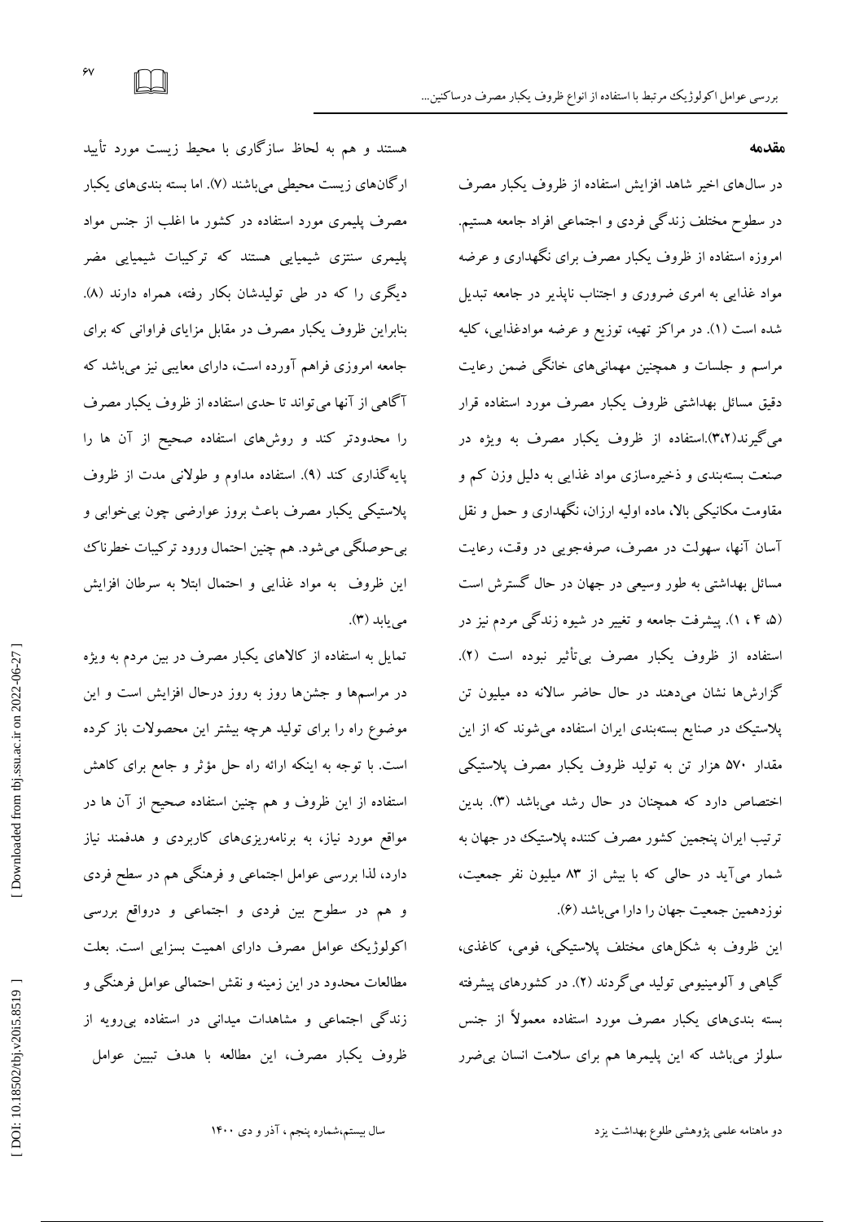## مقدمه

در سال‌های اخیر شاهد افزایش استفاده از ظروف یکبار مصرف در سطوح مختلف زندگی فردی و اجتماعی افراد جامعه هستیم. امروزه استفاده از ظروف یکبار مصرف برای نگهداری و عرضه مواد غذایی به امری ضروری و اجتناب ناپذیر در جامعه تبدیل شده است (۱). در مراکز تهیه، توزیع و عرضه موادغذایی، کلیه مراسم و جلسات و همچنین مهمانی‌های خانگی ضمن رعایت دقیق مسائل بهداشتی ظروف یکبار مصرف مورد استفاده قرار می‌گیرند(۳،۲).استفاده از ظروف یکبار مصرف به ویژه در صنعت بسته‌بندی و ذخیره‌سازی مواد غذایی به دلیل وزن کم و مقاومت مکانیکی بالا، ماده اولیه ارزان، نگهداری و حمل و نقل آسان آنها، سهولت در مصرف، صرفه‌جویی در وقت، رعایت مسائل بهداشتی به طور وسیعی در جهان در حال گسترش است (۵، ۴ ، ۱). پیشرفت جامعه و تغییر در شیوه زندگی مردم نیز در استفاده از ظروف یکبار مصرف بی‌تأثیر نبوده است (۲). گزارش‌ها نشان می‌دهند در حال حاضر سالانه ده میلیون تن پلاستیک در صنایع بسته‌بندی ایران استفاده می‌شوند که از این مقدار ۵۷۰ هزار تن به تولید ظروف یکبار مصرف پلاستیکی اختصاص دارد که همچنان در حال رشد می‌باشد (۳). بدین ترتیب ایران پنجمین کشور مصرف کننده پلاستیک در جهان به شمار می‌آید در حالی که با بیش از ۸۳ میلیون نفر جمعیت، نوزدهمین جمعیت جهان را دارا می‌باشد (۶).

این ظروف به شکل‌های مختلف پلاستیکی، فومی، کاغذی، گیاهی و آلومینیومی تولید می‌گردند (۲). در کشورهای پیشرفته بسته بندی‌های یکبار مصرف مورد استفاده معمولاً از جنس سلولز می‌باشد که این پلیمرها هم برای سلامت انسان بی‌ضرر هستند و هم به لحاظ سازگاری با محیط زیست مورد تأیید ارگان‌های زیست محیطی می‌باشند (۷). اما بسته بندی‌های یکبار مصرف پلیمری مورد استفاده در کشور ما اغلب از جنس مواد پلیمری سنتزی شیمیایی هستند که ترکیبات شیمیایی مضر دیگری را که در طی تولیدشان بکار رفته، همراه دارند (۸). بنابراین ظروف یکبار مصرف در مقابل مزایای فراوانی که برای جامعه امروزی فراهم آورده است، دارای معایبی نیز می‌باشد که آگاهی از آنها می‌تواند تا حدی استفاده از ظروف یکبار مصرف را محدودتر کند و روش‌های استفاده صحیح از آن ها را پایه‌گذاری کند (۹). استفاده مداوم و طولانی مدت از ظروف پلاستیکی یکبار مصرف باعث بروز عوارضی چون بی‌خوابی و بی‌حوصلگی می‌شود. هم چنین احتمال ورود ترکیبات خطرناک این ظروف به مواد غذایی و احتمال ابتلا به سرطان افزایش می‌یابد (۳).

تمایل به استفاده از کالاهای یکبار مصرف در بین مردم به ویژه در مراسم‌ها و جشن‌ها روز به روز درحال افزایش است و این موضوع راه را برای تولید هرچه بیشتر این محصولات باز کرده است. با توجه به اینکه ارائه راه حل مؤثر و جامع برای کاهش استفاده از این ظروف و هم چنین استفاده صحیح از آن ها در مواقع مورد نیاز، به برنامه‌ریزی‌های کاربردی و هدفمند نیاز دارد، لذا بررسی عوامل اجتماعی و فرهنگی هم در سطح فردی و هم در سطوح بین فردی و اجتماعی و درواقع بررسی اکولوژیک عوامل مصرف دارای اهمیت بسزایی است. بعلت مطالعات محدود در این زمینه و نقش احتمالی عوامل فرهنگی و زندگی اجتماعی و مشاهدات میدانی در استفاده بی‌رویه از ظروف یکبار مصرف، این مطالعه با هدف تبیین عوامل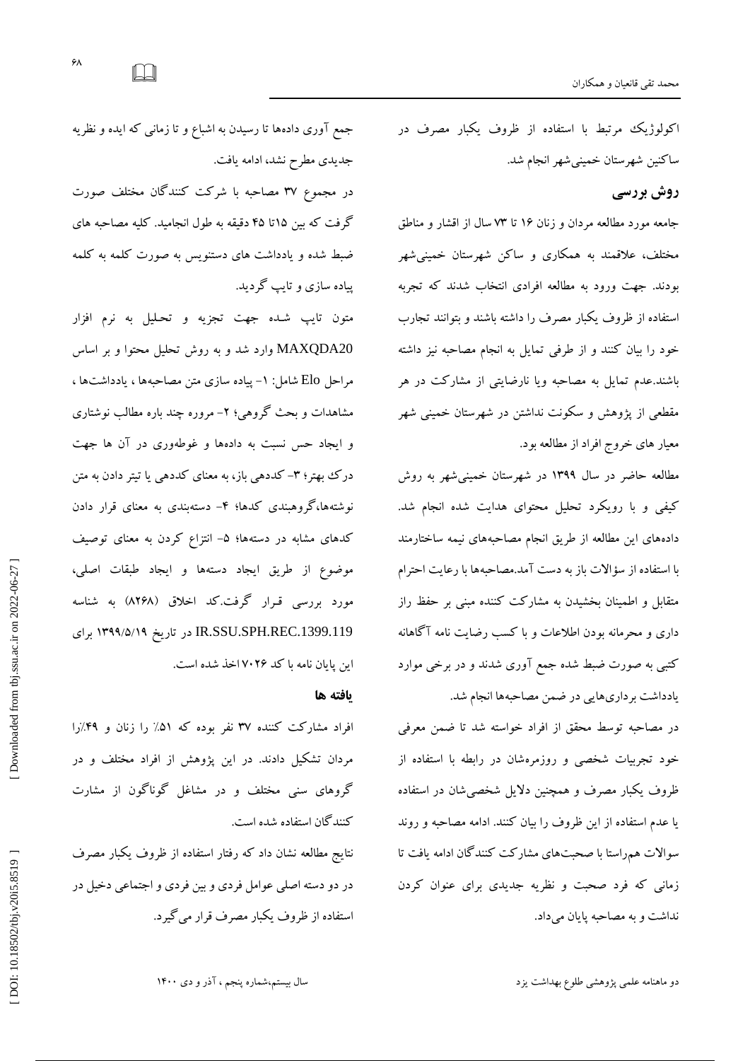اکولوژیک مرتبط با استفاده از ظروف یکبار مصرف در ساکنین شهرستان خمینی‌شهر انجام شد.

## روش بررسی

جامعه مورد مطالعه مردان و زنان ۱۶ تا ۷۳ سال از اقشار و مناطق مختلف، علاقمند به همکاری و ساکن شهرستان خمینی‌شهر بودند. جهت ورود به مطالعه افرادی انتخاب شدند که تجربه استفاده از ظروف یکبار مصرف را داشته باشند و بتوانند تجارب خود را بیان کنند و از طرفی تمایل به انجام مصاحبه نیز داشته باشند.عدم تمایل به مصاحبه ویا نارضایتی از مشارکت در هر مقطعی از پژوهش و سکونت نداشتن در شهرستان خمینی شهر معیار های خروج افراد از مطالعه بود.

مطالعه حاضر در سال ۱۳۹۹ در شهرستان خمینی‌شهر به روش کیفی و با رویکرد تحلیل محتوای هدایت شده انجام شد. داده‌های این مطالعه از طریق انجام مصاحبه‌های نیمه ساختارمند با استفاده از سؤالات باز به دست آمد.مصاحبه‌ها با رعایت احترام متقابل و اطمینان بخشیدن به مشارکت کننده مبنی بر حفظ راز داری و محرمانه بودن اطلاعات و با کسب رضایت نامه آگاهانه کتبی به صورت ضبط شده جمع آوری شدند و در برخی موارد یادداشت برداری‌هایی در ضمن مصاحبه‌ها انجام شد.

در مصاحبه توسط محقق از افراد خواسته شد تا ضمن معرفی خود تجربیات شخصی و روزمره‌شان در رابطه با استفاده از ظروف یکبار مصرف و همچنین دلایل شخصی‌شان در استفاده یا عدم استفاده از این ظروف را بیان کنند. ادامه مصاحبه و روند سوالات هم‌راستا با صحبت‌های مشارکت کنندگان ادامه یافت تا زمانی که فرد صحبت و نظریه جدیدی برای عنوان کردن نداشت و به مصاحبه پایان می‌داد.

جمع آوری داده‌ها تا رسیدن به اشباع و تا زمانی که ایده و نظریه جدیدی مطرح نشد، ادامه یافت.

در مجموع ۳۷ مصاحبه با شرکت کنندگان مختلف صورت گرفت که بین ۱۵تا ۴۵ دقیقه به طول انجامید. کلیه مصاحبه های ضبط شده و یادداشت های دستنویس به صورت کلمه به کلمه پیاده سازی و تایپ گردید.

متون تایپ شده جهت تجزیه و تحلیل به نرم افزار MAXQDA20 وارد شد و به روش تحلیل محتوا و بر اساس مراحل Elo شامل: ۱- پیاده سازی متن مصاحبه‌ها ، یادداشت‌ها ، مشاهدات و بحث گروهی؛ ۲- مروره چند باره مطالب نوشتاری و ایجاد حس نسبت به داده‌ها و غوطه‌وری در آن ها جهت درک بهتر؛ ۳- کددهی باز، به معنای کددهی یا تیتر دادن به متن نوشته‌ها،گروهبندی کدها؛ ۴- دسته‌بندی به معنای قرار دادن کدهای مشابه در دسته‌ها؛ ۵- انتزاع کردن به معنای توصیف موضوع از طریق ایجاد دسته‌ها و ایجاد طبقات اصلی، مورد بررسی قرار گرفت.کد اخلاق (۸۲۶۸) به شناسه IR.SSU.SPH.REC.1399.119 در تاریخ ۱۳۹۹/۵/۱۹ برای این پایان نامه با کد ۷۰۲۶ اخذ شده است.

## یافته ها

افراد مشارکت کننده ۳۷ نفر بوده که ۵۱٪ را زنان و ۴۹٪را مردان تشکیل دادند. در این پژوهش از افراد مختلف و در گروهای سنی مختلف و در مشاغل گوناگون از مشارت کنندگان استفاده شده است.

نتایج مطالعه نشان داد که رفتار استفاده از ظروف یکبار مصرف در دو دسته اصلی عوامل فردی و بین فردی و اجتماعی دخیل در استفاده از ظروف یکبار مصرف قرار می‌گیرد.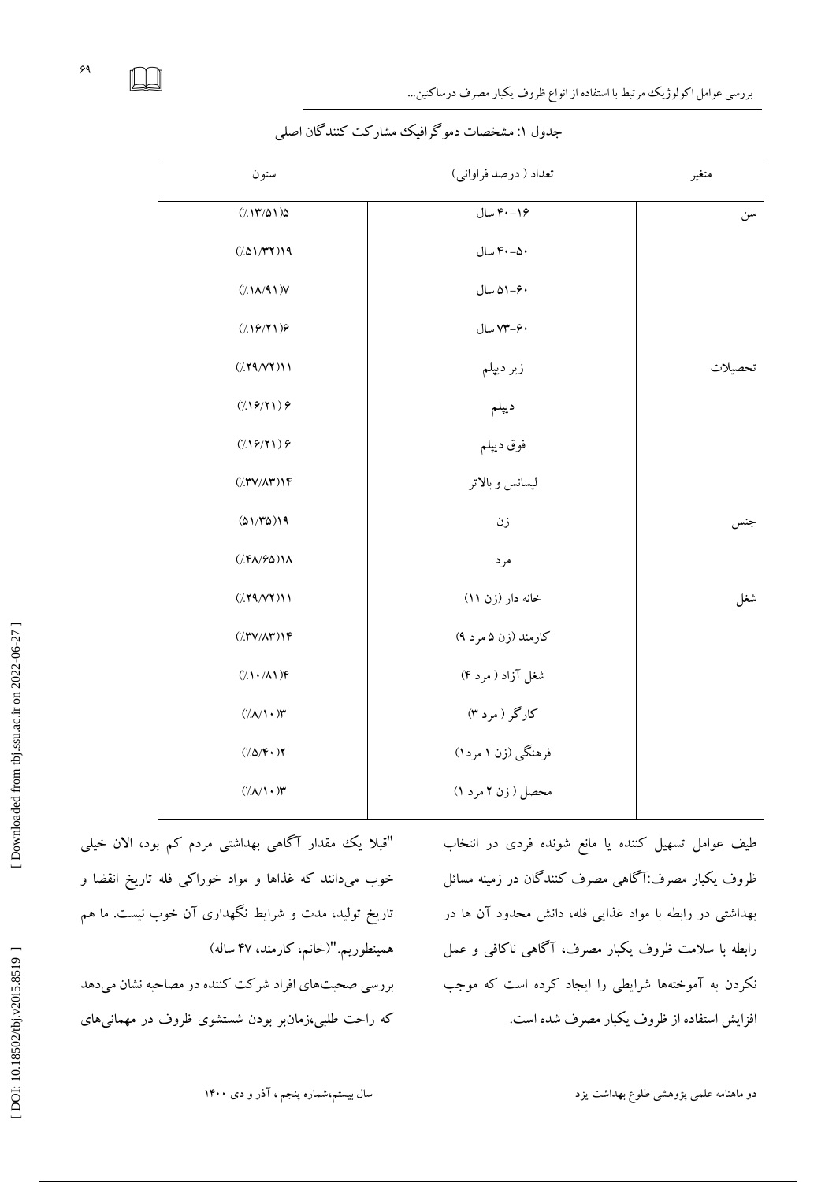جدول ۱: مشخصات دموگرافیک مشارکت کنندگان اصلی

| متغیر | تعداد ( درصد فراوانی) | ستون |
|---|---|---|
| سن | ۱۶-۴۰ سال | (٪۱۳/۵۱)۵ |
| | ۴۰-۵۰ سال | (٪۵۱/۳۲)۱۹ |
| | ۵۱-۶۰ سال | (٪۱۸/۹۱)۷ |
| | ۶۰-۷۳ سال | (٪۱۶/۲۱)۶ |
| تحصیلات | زیر دیپلم | (٪۲۹/۷۲)۱۱ |
| | دیپلم | (٪۱۶/۲۱) ۶ |
| | فوق دیپلم | (٪۱۶/۲۱) ۶ |
| | لیسانس و بالاتر | (٪۳۷/۸۳)۱۴ |
| جنس | زن | (۵۱/۳۵)۱۹ |
| | مرد | (٪۴۸/۶۵)۱۸ |
| شغل | خانه دار (زن ۱۱) | (٪۲۹/۷۲)۱۱ |
| | کارمند (زن ۵ مرد ۹) | (٪۳۷/۸۳)۱۴ |
| | شغل آزاد ( مرد ۴) | (٪۱۰/۸۱)۴ |
| | کارگر ( مرد ۳) | (٪۸/۱۰)۳ |
| | فرهنگی (زن ۱ مرد۱) | (٪۵/۴۰)۲ |
| | محصل ( زن ۲ مرد ۱) | (٪۸/۱۰)۳ |

طیف عوامل تسهیل کننده یا مانع شونده فردی در انتخاب ظروف یکبار مصرف:آگاهی مصرف کنندگان در زمینه مسائل بهداشتی در رابطه با مواد غذایی فله، دانش محدود آن ها در رابطه با سلامت ظروف یکبار مصرف، آگاهی ناکافی و عمل نکردن به آموخته‌ها شرایطی را ایجاد کرده است که موجب افزایش استفاده از ظروف یکبار مصرف شده است.

"قبلا یک مقدار آگاهی بهداشتی مردم کم بود، الان خیلی خوب می‌دانند که غذاها و مواد خوراکی فله تاریخ انقضا و تاریخ تولید، مدت و شرایط نگهداری آن خوب نیست. ما هم همینطوریم."(خانم، کارمند، ۴۷ ساله)

بررسی صحبت‌های افراد شرکت کننده در مصاحبه نشان می‌دهد که راحت طلبی،زمان‌بر بودن شستشوی ظروف در مهمانی‌های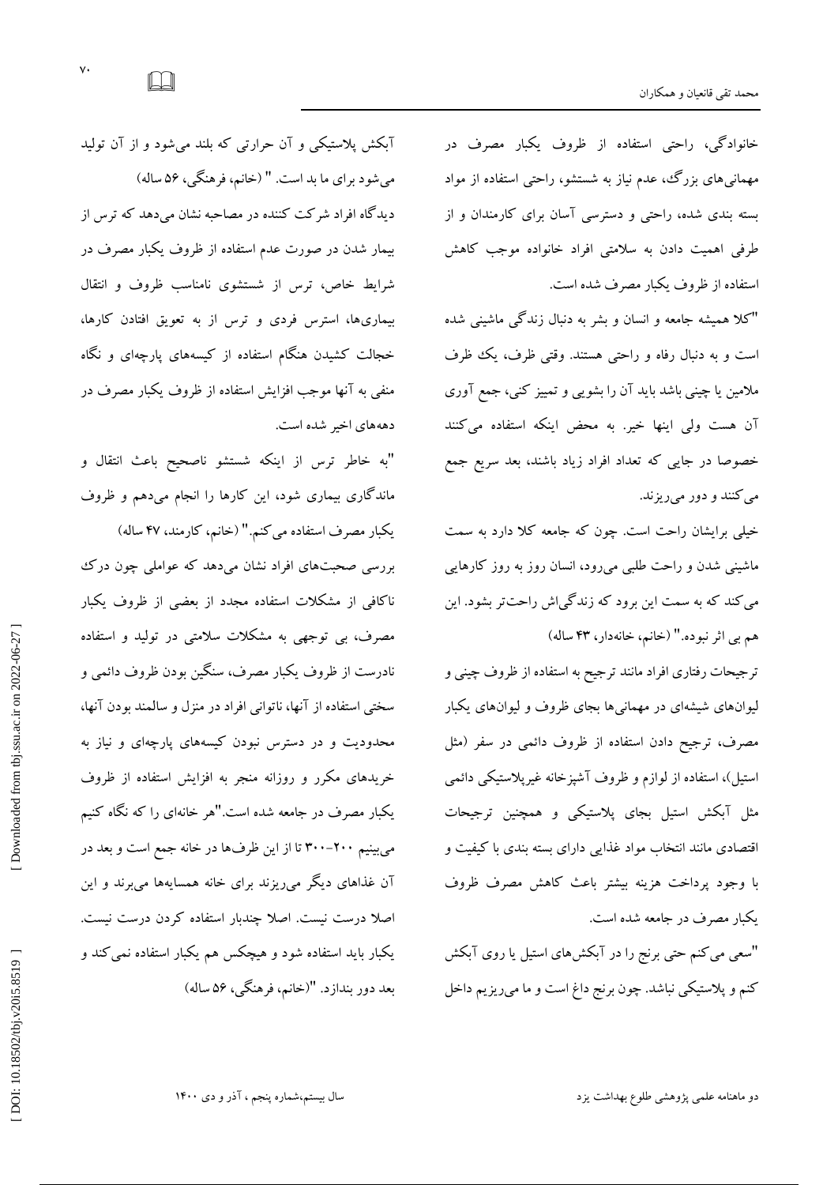خانوادگی، راحتی استفاده از ظروف یکبار مصرف در مهمانی‌های بزرگ، عدم نیاز به شستشو، راحتی استفاده از مواد بسته بندی شده، راحتی و دسترسی آسان برای کارمندان و از طرفی اهمیت دادن به سلامتی افراد خانواده موجب کاهش استفاده از ظروف یکبار مصرف شده است.

"کلا همیشه جامعه و انسان و بشر به دنبال زندگی ماشینی شده است و به دنبال رفاه و راحتی هستند. وقتی ظرف، یک ظرف ملامین یا چینی باشد باید آن را بشویی و تمیز کنی، جمع آوری آن هست ولی اینها خیر. به محض اینکه استفاده می‌کنند خصوصا در جایی که تعداد افراد زیاد باشند، بعد سریع جمع می‌کنند و دور می‌ریزند.

خیلی برایشان راحت است. چون که جامعه کلا دارد به سمت ماشینی شدن و راحت طلبی می‌رود، انسان روز به روز کارهایی می‌کند که به سمت این برود که زندگی‌اش راحت‌تر بشود. این هم بی اثر نبوده." (خانم، خانه‌دار، ۴۳ ساله)

ترجیحات رفتاری افراد مانند ترجیح به استفاده از ظروف چینی و لیوان‌های شیشه‌ای در مهمانی‌ها بجای ظروف و لیوان‌های یکبار مصرف، ترجیح دادن استفاده از ظروف دائمی در سفر (مثل استیل)، استفاده از لوازم و ظروف آشپزخانه غیرپلاستیکی دائمی مثل آبکش استیل بجای پلاستیکی و همچنین ترجیحات اقتصادی مانند انتخاب مواد غذایی دارای بسته بندی با کیفیت و با وجود پرداخت هزینه بیشتر باعث کاهش مصرف ظروف یکبار مصرف در جامعه شده است.

"سعی می‌کنم حتی برنج را در آبکش‌های استیل یا روی آبکش کنم و پلاستیکی نباشد. چون برنج داغ است و ما می‌ریزیم داخل آبکش پلاستیکی و آن حرارتی که بلند می‌شود و از آن تولید می‌شود برای ما بد است." (خانم، فرهنگی، ۵۶ ساله)

دیدگاه افراد شرکت کننده در مصاحبه نشان می‌دهد که ترس از بیمار شدن در صورت عدم استفاده از ظروف یکبار مصرف در شرایط خاص، ترس از شستشوی نامناسب ظروف و انتقال بیماری‌ها، استرس فردی و ترس از به تعویق افتادن کارها، خجالت کشیدن هنگام استفاده از کیسه‌های پارچه‌ای و نگاه منفی به آنها موجب افزایش استفاده از ظروف یکبار مصرف در دهه‌های اخیر شده است.

"به خاطر ترس از اینکه شستشو ناصحیح باعث انتقال و ماندگاری بیماری شود، این کارها را انجام می‌دهم و ظروف یکبار مصرف استفاده می‌کنم." (خانم، کارمند، ۴۷ ساله)

بررسی صحبت‌های افراد نشان می‌دهد که عواملی چون درک ناکافی از مشکلات استفاده مجدد از بعضی از ظروف یکبار مصرف، بی توجهی به مشکلات سلامتی در تولید و استفاده نادرست از ظروف یکبار مصرف، سنگین بودن ظروف دائمی و سختی استفاده از آنها، ناتوانی افراد در منزل و سالمند بودن آنها، محدودیت و در دسترس نبودن کیسه‌های پارچه‌ای و نیاز به خریدهای مکرر و روزانه منجر به افزایش استفاده از ظروف یکبار مصرف در جامعه شده است."هر خانه‌ای را که نگاه کنیم می‌بینیم ۲۰۰-۳۰۰ تا از این ظرف‌ها در خانه جمع است و بعد در آن غذاهای دیگر می‌ریزند برای خانه همسایه‌ها می‌برند و این اصلا درست نیست. اصلا چندبار استفاده کردن درست نیست. یکبار باید استفاده شود و هیچکس هم یکبار استفاده نمی‌کند و بعد دور بندازد. "(خانم، فرهنگی، ۵۶ ساله)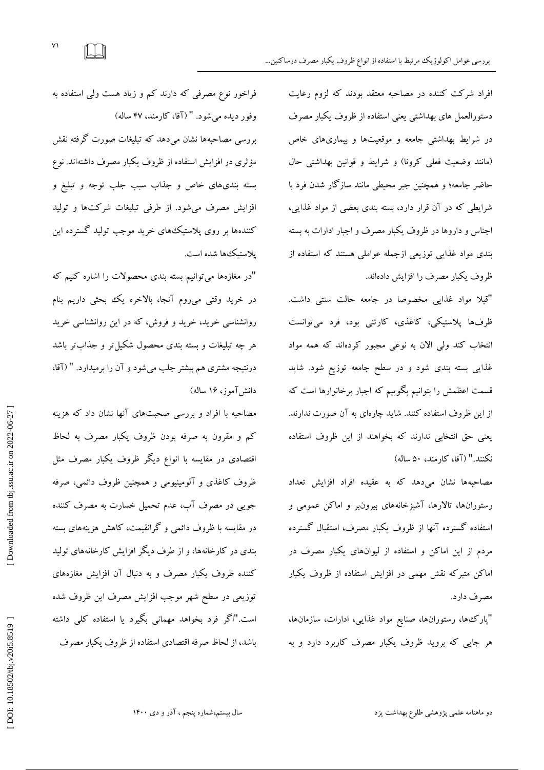افراد شرکت کننده در مصاحبه معتقد بودند که لزوم رعایت دستورالعمل های بهداشتی یعنی استفاده از ظروف یکبار مصرف در شرایط بهداشتی جامعه و موقعیت‌ها و بیماری‌های خاص (مانند وضعیت فعلی کرونا) و شرایط و قوانین بهداشتی حال حاضر جامعه؛ و همچنین جبر محیطی مانند سازگار شدن فرد با شرایطی که در آن قرار دارد، بسته بندی بعضی از مواد غذایی، اجناس و داروها در ظروف یکبار مصرف و اجبار ادارات به بسته بندی مواد غذایی توزیعی ازجمله عواملی هستند که استفاده از ظروف یکبار مصرف را افزایش داده‌اند.

"قبلا مواد غذایی مخصوصا در جامعه حالت سنتی داشت. ظرف‌ها پلاستیکی، کاغذی، کارتنی بود، فرد می‌توانست انتخاب کند ولی الان به نوعی مجبور کرده‌اند که همه مواد غذایی بسته بندی شود و در سطح جامعه توزیع شود. شاید قسمت اعظمش را بتوانیم بگوییم که اجبار برخانوارها است که از این ظروف استفاده کنند. شاید چاره‌ای به آن صورت ندارند. یعنی حق انتخابی ندارند که بخواهند از این ظروف استفاده نکنند." (آقا، کارمند، ۵۰ ساله)

مصاحبه‌ها نشان می‌دهد که به عقیده افراد افزایش تعداد رستوران‌ها، تالارها، آشپزخانه‌های بیرون‌بر و اماکن عمومی و استفاده گسترده آنها از ظروف یکبار مصرف، استقبال گسترده مردم از این اماکن و استفاده از لیوان‌های یکبار مصرف در اماکن متبرکه نقش مهمی در افزایش استفاده از ظروف یکبار مصرف دارد.

"پارک‌ها، رستوران‌ها، صنایع مواد غذایی، ادارات، سازمان‌ها، هر جایی که بروید ظروف یکبار مصرف کاربرد دارد و به فراخور نوع مصرفی که دارند کم و زیاد هست ولی استفاده به وفور دیده می‌شود. " (آقا، کارمند، ۴۷ ساله)

بررسی مصاحبه‌ها نشان می‌دهد که تبلیغات صورت گرفته نقش مؤثری در افزایش استفاده از ظروف یکبار مصرف داشته‌اند. نوع بسته بندی‌های خاص و جذاب سبب جلب توجه و تبلیغ و افزایش مصرف می‌شود. از طرفی تبلیغات شرکت‌ها و تولید کننده‌ها بر روی پلاستیک‌های خرید موجب تولید گسترده این پلاستیک‌ها شده است.

"در مغازه‌ها می‌توانیم بسته بندی محصولات را اشاره کنیم که در خرید وقتی می‌روم آنجا، بالاخره یک بحثی داریم بنام روانشناسی خرید، خرید و فروش، که در این روانشناسی خرید هر چه تبلیغات و بسته بندی محصول شکیل‌تر و جذاب‌تر باشد درنتیجه مشتری هم بیشتر جلب می‌شود و آن را برمیدارد. " (آقا، دانش‌آموز، ۱۶ ساله)

مصاحبه با افراد و بررسی صحبت‌های آنها نشان داد که هزینه کم و مقرون به صرفه بودن ظروف یکبار مصرف به لحاظ اقتصادی در مقایسه با انواع دیگر ظروف یکبار مصرف مثل ظروف کاغذی و آلومینیومی و همچنین ظروف دائمی، صرفه جویی در مصرف آب، عدم تحمیل خسارت به مصرف کننده در مقایسه با ظروف دائمی و گرانقیمت، کاهش هزینه‌های بسته بندی در کارخانه‌ها، و از طرف دیگر افزایش کارخانه‌های تولید کننده ظروف یکبار مصرف و به دنبال آن افزایش مغازه‌های توزیعی در سطح شهر موجب افزایش مصرف این ظروف شده است."اگر فرد بخواهد مهمانی بگیرد یا استفاده کلی داشته باشد، از لحاظ صرفه اقتصادی استفاده از ظروف یکبار مصرف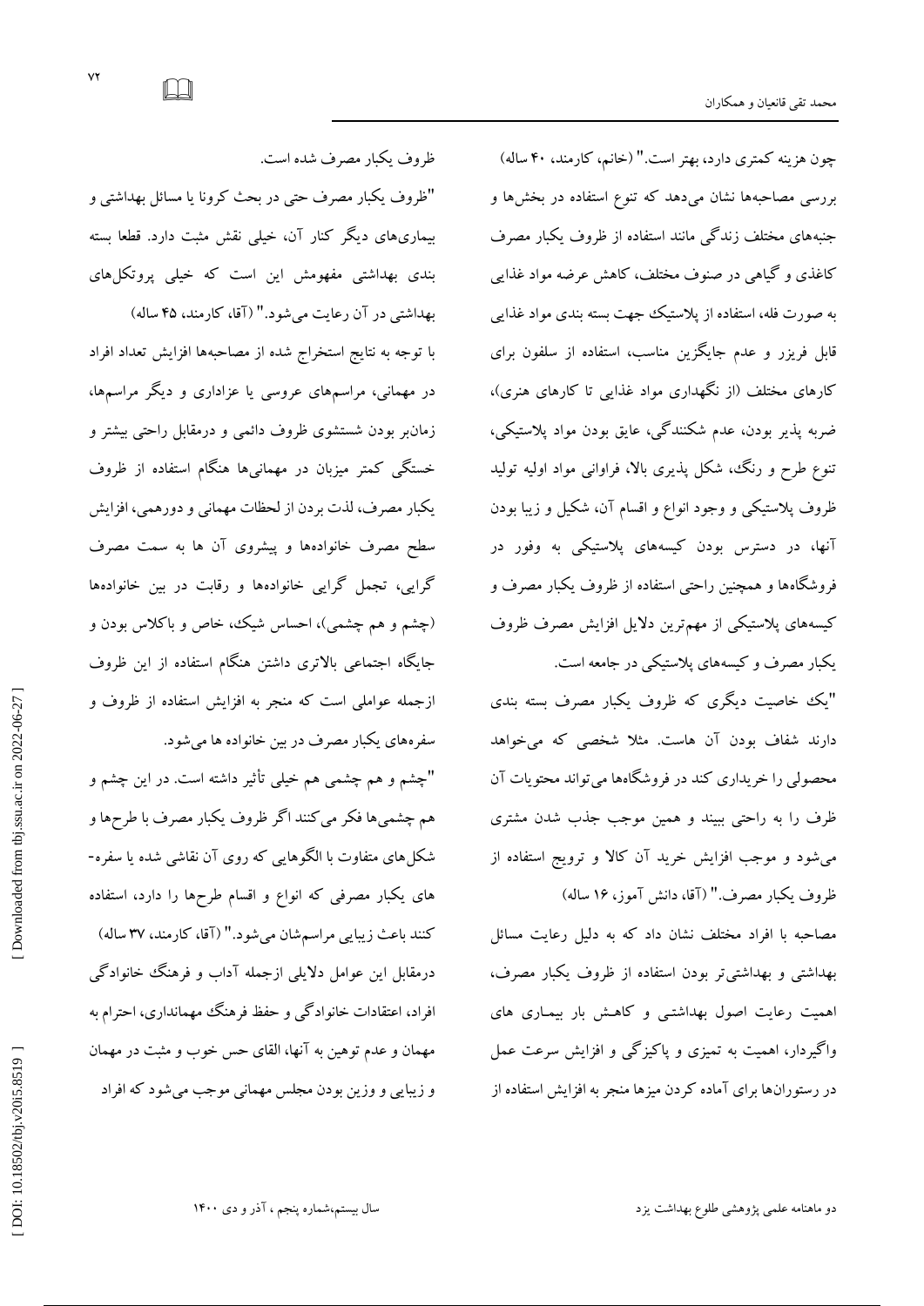چون هزینه کمتری دارد، بهتر است." (خانم، کارمند، ۴۰ ساله)

بررسی مصاحبه‌ها نشان می‌دهد که تنوع استفاده در بخش‌ها و جنبه‌های مختلف زندگی مانند استفاده از ظروف یکبار مصرف کاغذی و گیاهی در صنوف مختلف، کاهش عرضه مواد غذایی به صورت فله، استفاده از پلاستیک جهت بسته بندی مواد غذایی قابل فریزر و عدم جایگزین مناسب، استفاده از سلفون برای کارهای مختلف (از نگهداری مواد غذایی تا کارهای هنری)، ضربه پذیر بودن، عدم شکنندگی، عایق بودن مواد پلاستیکی، تنوع طرح و رنگ، شکل پذیری بالا، فراوانی مواد اولیه تولید ظروف پلاستیکی و وجود انواع و اقسام آن، شکیل و زیبا بودن آنها، در دسترس بودن کیسه‌های پلاستیکی به وفور در فروشگاه‌ها و همچنین راحتی استفاده از ظروف یکبار مصرف و کیسه‌های پلاستیکی از مهم‌ترین دلایل افزایش مصرف ظروف یکبار مصرف و کیسه‌های پلاستیکی در جامعه است.

"یک خاصیت دیگری که ظروف یکبار مصرف بسته بندی دارند شفاف بودن آن هاست. مثلا شخصی که می‌خواهد محصولی را خریداری کند در فروشگاه‌ها می‌تواند محتویات آن ظرف را به راحتی ببیند و همین موجب جذب شدن مشتری می‌شود و موجب افزایش خرید آن کالا و ترویج استفاده از ظروف یکبار مصرف." (آقا، دانش آموز، ۱۶ ساله)

مصاحبه با افراد مختلف نشان داد که به دلیل رعایت مسائل بهداشتی و بهداشتی‌تر بودن استفاده از ظروف یکبار مصرف، اهمیت رعایت اصول بهداشتی و کاهش بار بیماری های واگیردار، اهمیت به تمیزی و پاکیزگی و افزایش سرعت عمل در رستوران‌ها برای آماده کردن میزها منجر به افزایش استفاده از ظروف یکبار مصرف شده است.

"ظروف یکبار مصرف حتی در بحث کرونا یا مسائل بهداشتی و بیماری‌های دیگر کنار آن، خیلی نقش مثبت دارد. قطعا بسته بندی بهداشتی مفهومش این است که خیلی پروتکل‌های بهداشتی در آن رعایت می‌شود." (آقا، کارمند، ۴۵ ساله)

با توجه به نتایج استخراج شده از مصاحبه‌ها افزایش تعداد افراد در مهمانی، مراسم‌های عروسی یا عزاداری و دیگر مراسم‌ها، زمان‌بر بودن شستشوی ظروف دائمی و درمقابل راحتی بیشتر و خستگی کمتر میزبان در مهمانی‌ها هنگام استفاده از ظروف یکبار مصرف، لذت بردن از لحظات مهمانی و دورهمی، افزایش سطح مصرف خانواده‌ها و پیشروی آن ها به سمت مصرف گرایی، تجمل گرایی خانواده‌ها و رقابت در بین خانواده‌ها (چشم و هم چشمی)، احساس شیک، خاص و باکلاس بودن و جایگاه اجتماعی بالاتری داشتن هنگام استفاده از این ظروف ازجمله عواملی است که منجر به افزایش استفاده از ظروف و سفره‌های یکبار مصرف در بین خانواده ها می‌شود.

"چشم و هم چشمی هم خیلی تأثیر داشته است. در این چشم و هم چشمی‌ها فکر می‌کنند اگر ظروف یکبار مصرف با طرح‌ها و شکل‌های متفاوت با الگوهایی که روی آن نقاشی شده یا سفره‌های یکبار مصرفی که انواع و اقسام طرح‌ها را دارد، استفاده کنند باعث زیبایی مراسم‌شان می‌شود." (آقا، کارمند، ۳۷ ساله)

درمقابل این عوامل دلایلی ازجمله آداب و فرهنگ خانوادگی افراد، اعتقادات خانوادگی و حفظ فرهنگ مهمانداری، احترام به مهمان و عدم توهین به آنها، القای حس خوب و مثبت در مهمان و زیبایی و وزین بودن مجلس مهمانی موجب می‌شود که افراد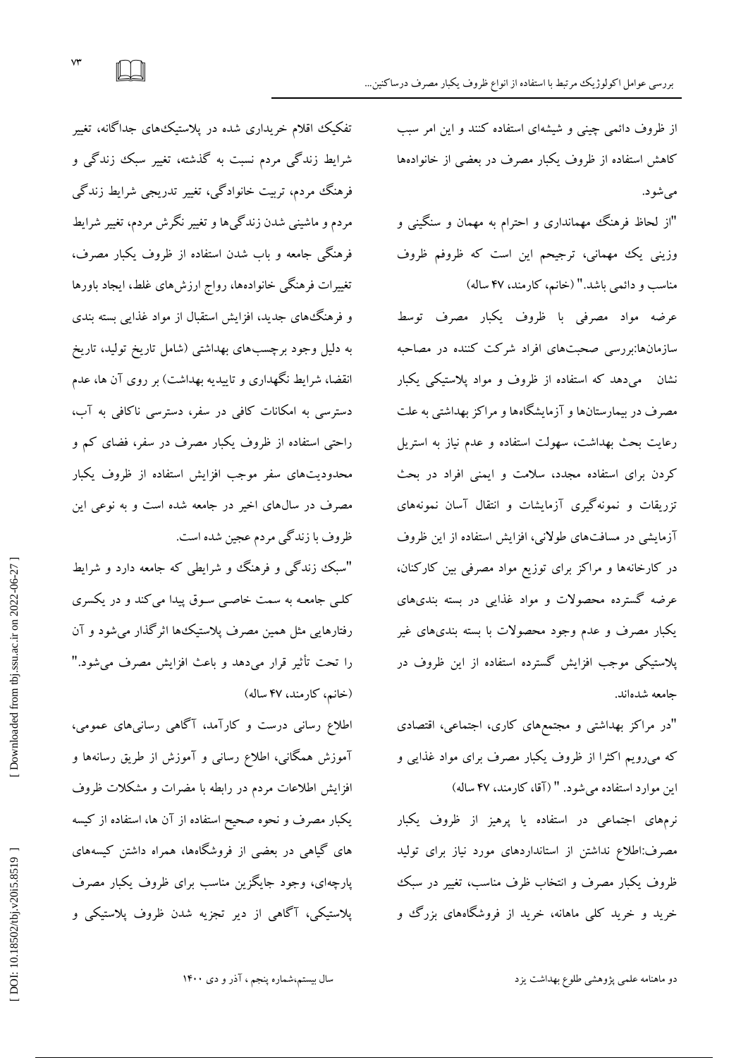از ظروف دائمی چینی و شیشه‌ای استفاده کنند و این امر سبب کاهش استفاده از ظروف یکبار مصرف در بعضی از خانواده‌ها می‌شود.

"از لحاظ فرهنگ مهمانداری و احترام به مهمان و سنگینی و وزینی یک مهمانی، ترجیحم این است که ظروفم ظروف مناسب و دائمی باشد." (خانم، کارمند، ۴۷ ساله)

عرضه مواد مصرفی با ظروف یکبار مصرف توسط سازمان‌ها:بررسی صحبت‌های افراد شرکت کننده در مصاحبه نشان می‌دهد که استفاده از ظروف و مواد پلاستیکی یکبار مصرف در بیمارستان‌ها و آزمایشگاه‌ها و مراکز بهداشتی به علت رعایت بحث بهداشت، سهولت استفاده و عدم نیاز به استریل کردن برای استفاده مجدد، سلامت و ایمنی افراد در بحث تزریقات و نمونه‌گیری آزمایشات و انتقال آسان نمونه‌های آزمایشی در مسافت‌های طولانی، افزایش استفاده از این ظروف در کارخانه‌ها و مراکز برای توزیع مواد مصرفی بین کارکنان، عرضه گسترده محصولات و مواد غذایی در بسته بندی‌های یکبار مصرف و عدم وجود محصولات با بسته بندی‌های غیر پلاستیکی موجب افزایش گسترده استفاده از این ظروف در جامعه شده‌اند.

"در مراکز بهداشتی و مجتمع‌های کاری، اجتماعی، اقتصادی که می‌رویم اکثرا از ظروف یکبار مصرف برای مواد غذایی و این موارد استفاده می‌شود. " (آقا، کارمند، ۴۷ ساله)

نرم‌های اجتماعی در استفاده یا پرهیز از ظروف یکبار مصرف:اطلاع نداشتن از استانداردهای مورد نیاز برای تولید ظروف یکبار مصرف و انتخاب ظرف مناسب، تغییر در سبک خرید و خرید کلی ماهانه، خرید از فروشگاه‌های بزرگ و تفکیک اقلام خریداری شده در پلاستیک‌های جداگانه، تغییر شرایط زندگی مردم نسبت به گذشته، تغییر سبک زندگی و فرهنگ مردم، تربیت خانوادگی، تغییر تدریجی شرایط زندگی مردم و ماشینی شدن زندگی‌ها و تغییر نگرش مردم، تغییر شرایط فرهنگی جامعه و باب شدن استفاده از ظروف یکبار مصرف، تغییرات فرهنگی خانواده‌ها، رواج ارزش‌های غلط، ایجاد باورها و فرهنگ‌های جدید، افزایش استقبال از مواد غذایی بسته بندی به دلیل وجود برچسب‌های بهداشتی (شامل تاریخ تولید، تاریخ انقضا، شرایط نگهداری و تاییدیه بهداشت) بر روی آن ها، عدم دسترسی به امکانات کافی در سفر، دسترسی ناکافی به آب، راحتی استفاده از ظروف یکبار مصرف در سفر، فضای کم و محدودیت‌های سفر موجب افزایش استفاده از ظروف یکبار مصرف در سال‌های اخیر در جامعه شده است و به نوعی این ظروف با زندگی مردم عجین شده است.

"سبک زندگی و فرهنگ و شرایطی که جامعه دارد و شرایط کلی جامعه به سمت خاصی سوق پیدا می‌کند و در یکسری رفتارهایی مثل همین مصرف پلاستیک‌ها اثرگذار می‌شود و آن را تحت تأثیر قرار می‌دهد و باعث افزایش مصرف می‌شود." (خانم، کارمند، ۴۷ ساله)

اطلاع رسانی درست و کارآمد، آگاهی رسانی‌های عمومی، آموزش همگانی، اطلاع رسانی و آموزش از طریق رسانه‌ها و افزایش اطلاعات مردم در رابطه با مضرات و مشکلات ظروف یکبار مصرف و نحوه صحیح استفاده از آن ها، استفاده از کیسه های گیاهی در بعضی از فروشگاه‌ها، همراه داشتن کیسه‌های پارچه‌ای، وجود جایگزین مناسب برای ظروف یکبار مصرف پلاستیکی، آگاهی از دیر تجزیه شدن ظروف پلاستیکی و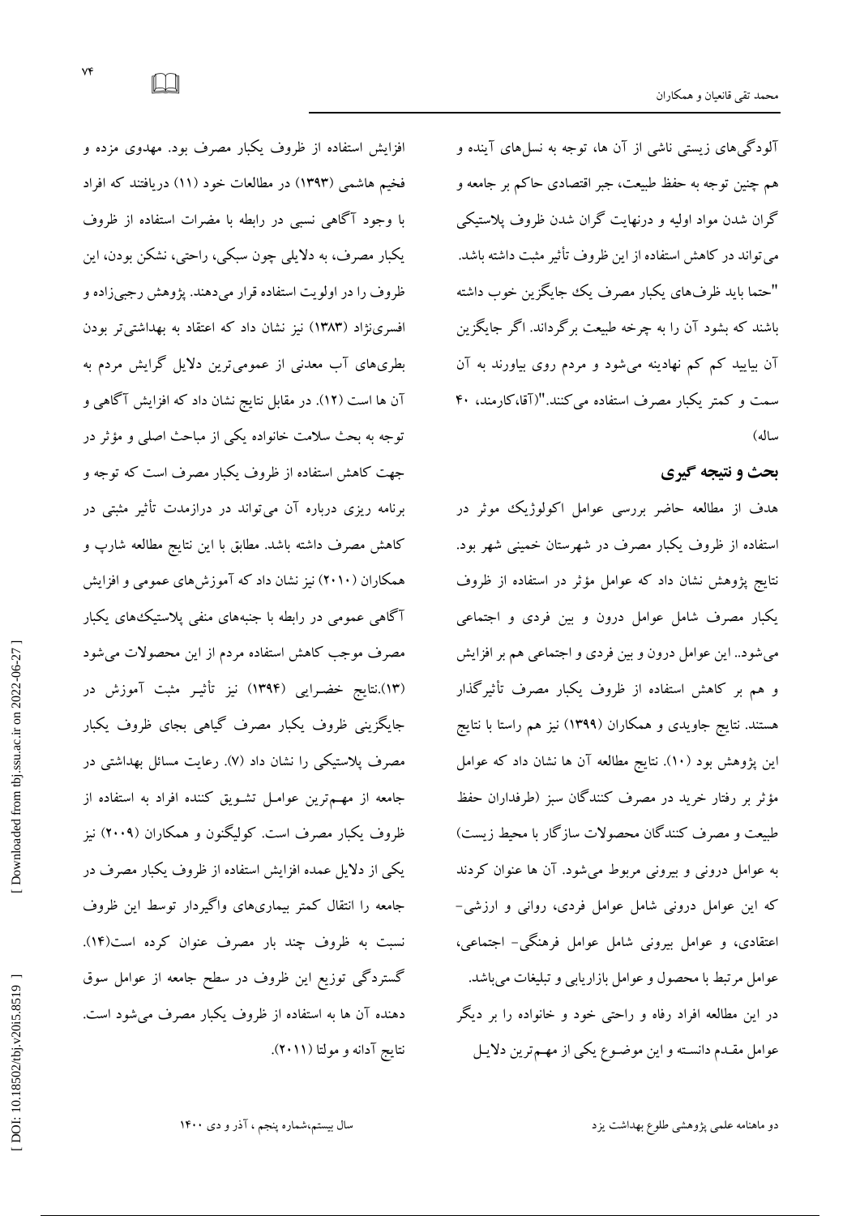آلودگی‌های زیستی ناشی از آن ها، توجه به نسل‌های آینده و هم چنین توجه به حفظ طبیعت، جبر اقتصادی حاکم بر جامعه و گران شدن مواد اولیه و درنهایت گران شدن ظروف پلاستیکی می‌تواند در کاهش استفاده از این ظروف تأثیر مثبت داشته باشد. "حتما باید ظرف‌های یکبار مصرف یک جایگزین خوب داشته باشند که بشود آن را به چرخه طبیعت برگرداند. اگر جایگزین آن بیایید کم کم نهادینه می‌شود و مردم روی بیاورند به آن سمت و کمتر یکبار مصرف استفاده می‌کنند."(آقا،کارمند، ۴۰ ساله)

## بحث و نتیجه گیری

هدف از مطالعه حاضر بررسی عوامل اکولوژیک موثر در استفاده از ظروف یکبار مصرف در شهرستان خمینی شهر بود. نتایج پژوهش نشان داد که عوامل مؤثر در استفاده از ظروف یکبار مصرف شامل عوامل درون و بین فردی و اجتماعی می‌شود.. این عوامل درون و بین فردی و اجتماعی هم بر افزایش و هم بر کاهش استفاده از ظروف یکبار مصرف تأثیرگذار هستند. نتایج جاویدی و همکاران (۱۳۹۹) نیز هم راستا با نتایج این پژوهش بود (۱۰). نتایج مطالعه آن ها نشان داد که عوامل مؤثر بر رفتار خرید در مصرف کنندگان سبز (طرفداران حفظ طبیعت و مصرف کنندگان محصولات سازگار با محیط زیست) به عوامل درونی و بیرونی مربوط می‌شود. آن ها عنوان کردند که این عوامل درونی شامل عوامل فردی، روانی و ارزشی-اعتقادی، و عوامل بیرونی شامل عوامل فرهنگی- اجتماعی، عوامل مرتبط با محصول و عوامل بازاریابی و تبلیغات می‌باشد. در این مطالعه افراد رفاه و راحتی خود و خانواده را بر دیگر عوامل مقدم دانسته و این موضوع یکی از مهم‌ترین دلایل افزایش استفاده از ظروف یکبار مصرف بود. مهدوی مزده و فخیم هاشمی (۱۳۹۳) در مطالعات خود (۱۱) دریافتند که افراد با وجود آگاهی نسبی در رابطه با مضرات استفاده از ظروف یکبار مصرف، به دلایلی چون سبکی، راحتی، نشکن بودن، این ظروف را در اولویت استفاده قرار می‌دهند. پژوهش رجبی‌زاده و افسری‌نژاد (۱۳۸۳) نیز نشان داد که اعتقاد به بهداشتی‌تر بودن بطری‌های آب معدنی از عمومی‌ترین دلایل گرایش مردم به آن ها است (۱۲). در مقابل نتایج نشان داد که افزایش آگاهی و توجه به بحث سلامت خانواده یکی از مباحث اصلی و مؤثر در جهت کاهش استفاده از ظروف یکبار مصرف است که توجه و برنامه ریزی درباره آن می‌تواند در درازمدت تأثیر مثبتی در کاهش مصرف داشته باشد. مطابق با این نتایج مطالعه شارپ و همکاران (۲۰۱۰) نیز نشان داد که آموزش‌های عمومی و افزایش آگاهی عمومی در رابطه با جنبه‌های منفی پلاستیک‌های یکبار مصرف موجب کاهش استفاده مردم از این محصولات می‌شود (۱۳).نتایج خضرایی (۱۳۹۴) نیز تأثیر مثبت آموزش در جایگزینی ظروف یکبار مصرف گیاهی بجای ظروف یکبار مصرف پلاستیکی را نشان داد (۷). رعایت مسائل بهداشتی در جامعه از مهم‌ترین عوامل تشویق کننده افراد به استفاده از ظروف یکبار مصرف است. کولیگنون و همکاران (۲۰۰۹) نیز یکی از دلایل عمده افزایش استفاده از ظروف یکبار مصرف در جامعه را انتقال کمتر بیماری‌های واگیردار توسط این ظروف نسبت به ظروف چند بار مصرف عنوان کرده است(۱۴). گستردگی توزیع این ظروف در سطح جامعه از عوامل سوق دهنده آن ها به استفاده از ظروف یکبار مصرف می‌شود است. نتایج آدانه و مولتا (۲۰۱۱).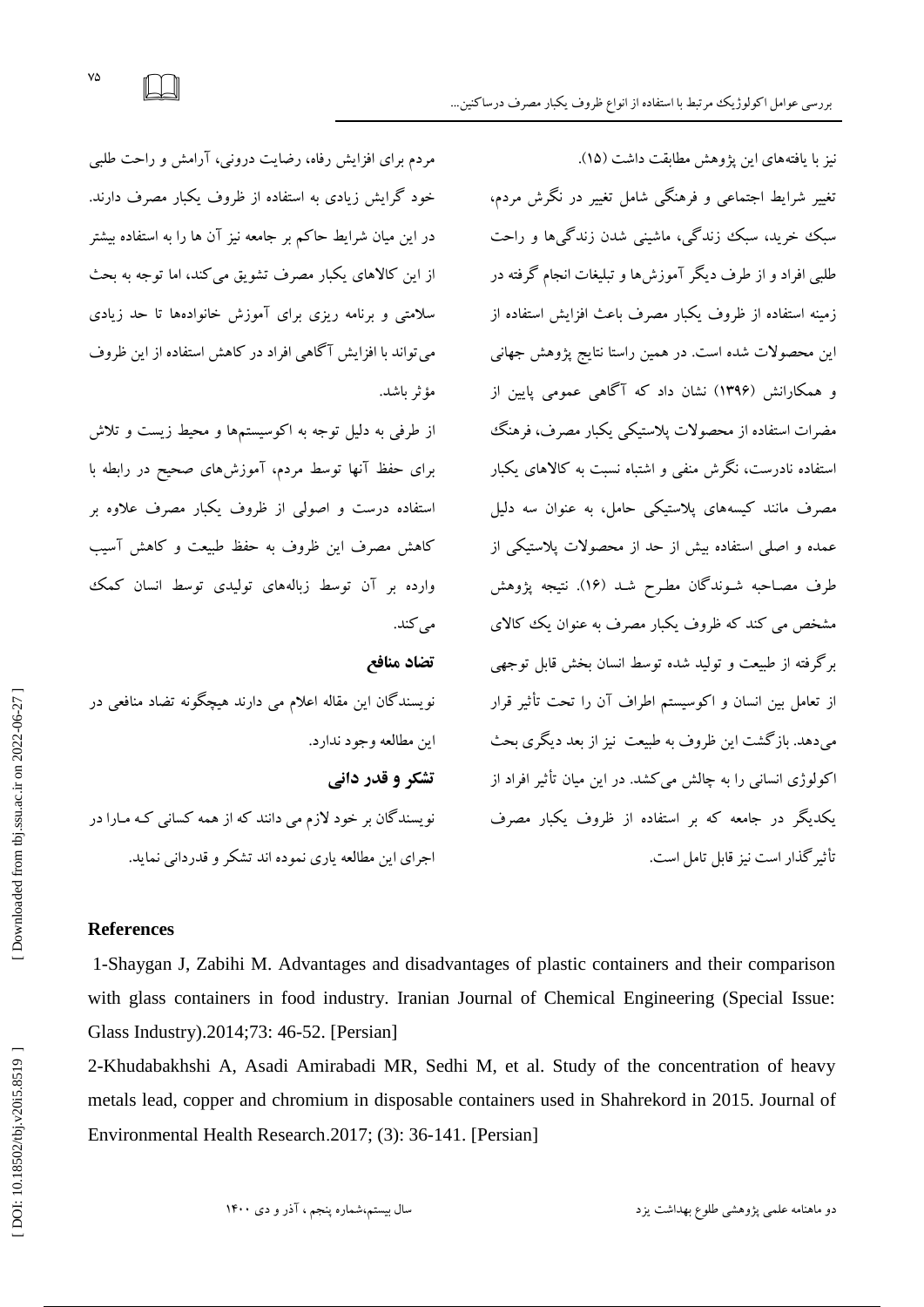نیز با یافته‌های این پژوهش مطابقت داشت (۱۵).

تغییر شرایط اجتماعی و فرهنگی شامل تغییر در نگرش مردم، سبک خرید، سبک زندگی، ماشینی شدن زندگی‌ها و راحت طلبی افراد و از طرف دیگر آموزش‌ها و تبلیغات انجام گرفته در زمینه استفاده از ظروف یکبار مصرف باعث افزایش استفاده از این محصولات شده است. در همین راستا نتایج پژوهش جهانی و همکارانش (۱۳۹۶) نشان داد که آگاهی عمومی پایین از مضرات استفاده از محصولات پلاستیکی یکبار مصرف، فرهنگ استفاده نادرست، نگرش منفی و اشتباه نسبت به کالاهای یکبار مصرف مانند کیسه‌های پلاستیکی حامل، به عنوان سه دلیل عمده و اصلی استفاده بیش از حد از محصولات پلاستیکی از طرف مصاحبه شوندگان مطرح شد (۱۶). نتیجه پژوهش مشخص می کند که ظروف یکبار مصرف به عنوان یک کالای برگرفته از طبیعت و تولید شده توسط انسان بخش قابل توجهی از تعامل بین انسان و اکوسیستم اطراف آن را تحت تأثیر قرار می‌دهد. بازگشت این ظروف به طبیعت نیز از بعد دیگری بحث اکولوژی انسانی را به چالش می‌کشد. در این میان تأثیر افراد از یکدیگر در جامعه که بر استفاده از ظروف یکبار مصرف تأثیرگذار است نیز قابل تامل است.

مردم برای افزایش رفاه، رضایت درونی، آرامش و راحت طلبی خود گرایش زیادی به استفاده از ظروف یکبار مصرف دارند. در این میان شرایط حاکم بر جامعه نیز آن ها را به استفاده بیشتر از این کالاهای یکبار مصرف تشویق می‌کند، اما توجه به بحث سلامتی و برنامه ریزی برای آموزش خانواده‌ها تا حد زیادی می‌تواند با افزایش آگاهی افراد در کاهش استفاده از این ظروف مؤثر باشد.

از طرفی به دلیل توجه به اکوسیستم‌ها و محیط زیست و تلاش برای حفظ آنها توسط مردم، آموزش‌های صحیح در رابطه با استفاده درست و اصولی از ظروف یکبار مصرف علاوه بر کاهش مصرف این ظروف به حفظ طبیعت و کاهش آسیب وارده بر آن توسط زباله‌های تولیدی توسط انسان کمک می‌کند.

## تضاد منافع

نویسندگان این مقاله اعلام می دارند هیچگونه تضاد منافعی در این مطالعه وجود ندارد.

## تشکر و قدر دانی

نویسندگان بر خود لازم می دانند که از همه کسانی کـه مـارا در اجرای این مطالعه یاری نموده اند تشکر و قدردانی نماید.

## References

1-Shaygan J, Zabihi M. Advantages and disadvantages of plastic containers and their comparison with glass containers in food industry. Iranian Journal of Chemical Engineering (Special Issue: Glass Industry).2014;73: 46-52. [Persian]

2-Khudabakhshi A, Asadi Amirabadi MR, Sedhi M, et al. Study of the concentration of heavy metals lead, copper and chromium in disposable containers used in Shahrekord in 2015. Journal of Environmental Health Research.2017; (3): 36-141. [Persian]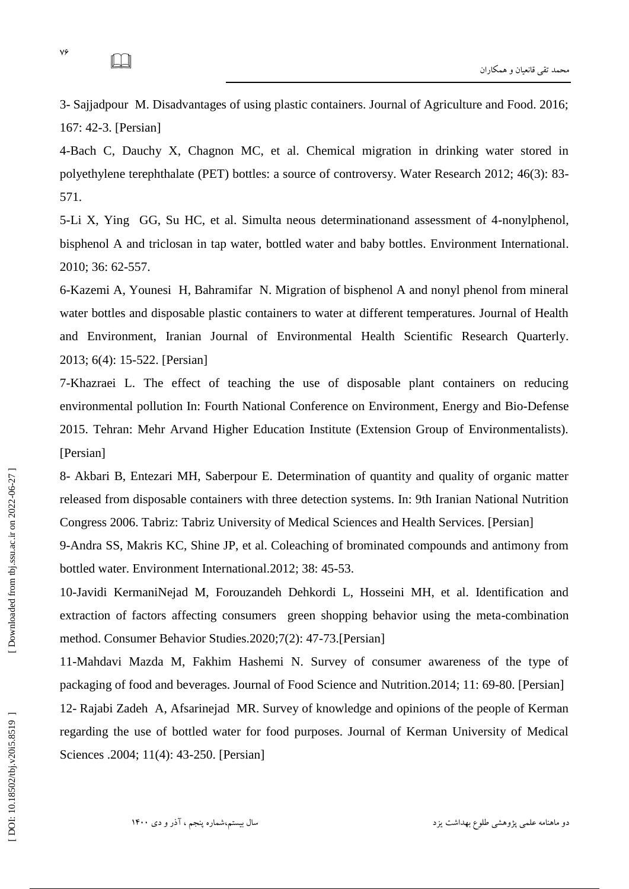3- Sajjadpour M. Disadvantages of using plastic containers. Journal of Agriculture and Food. 2016; 167: 42-3. [Persian]

4-Bach C, Dauchy X, Chagnon MC, et al. Chemical migration in drinking water stored in polyethylene terephthalate (PET) bottles: a source of controversy. Water Research 2012; 46(3): 83-571.

5-Li X, Ying GG, Su HC, et al. Simulta neous determinationand assessment of 4-nonylphenol, bisphenol A and triclosan in tap water, bottled water and baby bottles. Environment International. 2010; 36: 62-557.

6-Kazemi A, Younesi H, Bahramifar N. Migration of bisphenol A and nonyl phenol from mineral water bottles and disposable plastic containers to water at different temperatures. Journal of Health and Environment, Iranian Journal of Environmental Health Scientific Research Quarterly. 2013; 6(4): 15-522. [Persian]

7-Khazraei L. The effect of teaching the use of disposable plant containers on reducing environmental pollution In: Fourth National Conference on Environment, Energy and Bio-Defense 2015. Tehran: Mehr Arvand Higher Education Institute (Extension Group of Environmentalists). [Persian]

8- Akbari B, Entezari MH, Saberpour E. Determination of quantity and quality of organic matter released from disposable containers with three detection systems. In: 9th Iranian National Nutrition Congress 2006. Tabriz: Tabriz University of Medical Sciences and Health Services. [Persian]

9-Andra SS, Makris KC, Shine JP, et al. Coleaching of brominated compounds and antimony from bottled water. Environment International.2012; 38: 45-53.

10-Javidi KermaniNejad M, Forouzandeh Dehkordi L, Hosseini MH, et al. Identification and extraction of factors affecting consumers green shopping behavior using the meta-combination method. Consumer Behavior Studies.2020;7(2): 47-73.[Persian]

11-Mahdavi Mazda M, Fakhim Hashemi N. Survey of consumer awareness of the type of packaging of food and beverages. Journal of Food Science and Nutrition.2014; 11: 69-80. [Persian]

12- Rajabi Zadeh A, Afsarinejad MR. Survey of knowledge and opinions of the people of Kerman regarding the use of bottled water for food purposes. Journal of Kerman University of Medical Sciences .2004; 11(4): 43-250. [Persian]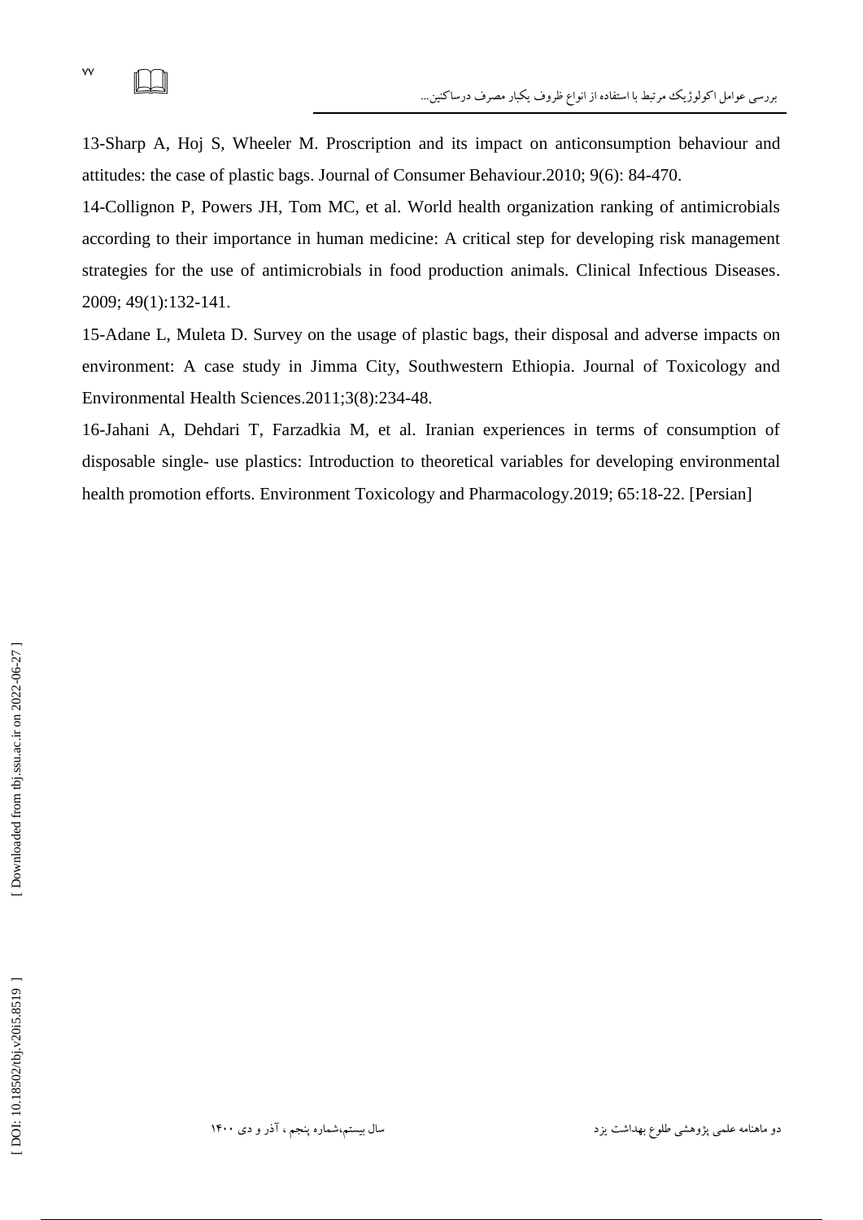13-Sharp A, Hoj S, Wheeler M. Proscription and its impact on anticonsumption behaviour and attitudes: the case of plastic bags. Journal of Consumer Behaviour.2010; 9(6): 84-470.

14-Collignon P, Powers JH, Tom MC, et al. World health organization ranking of antimicrobials according to their importance in human medicine: A critical step for developing risk management strategies for the use of antimicrobials in food production animals. Clinical Infectious Diseases. 2009; 49(1):132-141.

15-Adane L, Muleta D. Survey on the usage of plastic bags, their disposal and adverse impacts on environment: A case study in Jimma City, Southwestern Ethiopia. Journal of Toxicology and Environmental Health Sciences.2011;3(8):234-48.

16-Jahani A, Dehdari T, Farzadkia M, et al. Iranian experiences in terms of consumption of disposable single- use plastics: Introduction to theoretical variables for developing environmental health promotion efforts. Environment Toxicology and Pharmacology.2019; 65:18-22. [Persian]